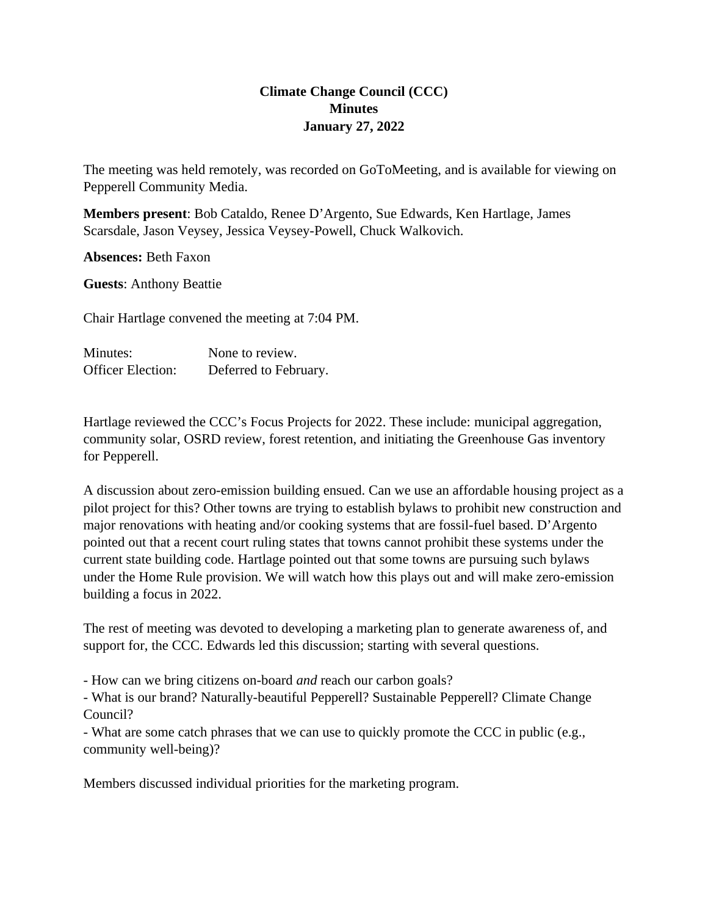**Climate Change Council (CCC)**
**Minutes**
**January 27, 2022**

The meeting was held remotely, was recorded on GoToMeeting, and is available for viewing on Pepperell Community Media.

**Members present**: Bob Cataldo, Renee D'Argento, Sue Edwards, Ken Hartlage, James Scarsdale, Jason Veysey, Jessica Veysey-Powell, Chuck Walkovich.

**Absences:** Beth Faxon

**Guests**: Anthony Beattie

Chair Hartlage convened the meeting at 7:04 PM.

Minutes: None to review.
Officer Election: Deferred to February.

Hartlage reviewed the CCC's Focus Projects for 2022. These include: municipal aggregation, community solar, OSRD review, forest retention, and initiating the Greenhouse Gas inventory for Pepperell.

A discussion about zero-emission building ensued. Can we use an affordable housing project as a pilot project for this? Other towns are trying to establish bylaws to prohibit new construction and major renovations with heating and/or cooking systems that are fossil-fuel based. D'Argento pointed out that a recent court ruling states that towns cannot prohibit these systems under the current state building code. Hartlage pointed out that some towns are pursuing such bylaws under the Home Rule provision. We will watch how this plays out and will make zero-emission building a focus in 2022.

The rest of meeting was devoted to developing a marketing plan to generate awareness of, and support for, the CCC. Edwards led this discussion; starting with several questions.

- How can we bring citizens on-board *and* reach our carbon goals?
- What is our brand? Naturally-beautiful Pepperell? Sustainable Pepperell? Climate Change Council?
- What are some catch phrases that we can use to quickly promote the CCC in public (e.g., community well-being)?

Members discussed individual priorities for the marketing program.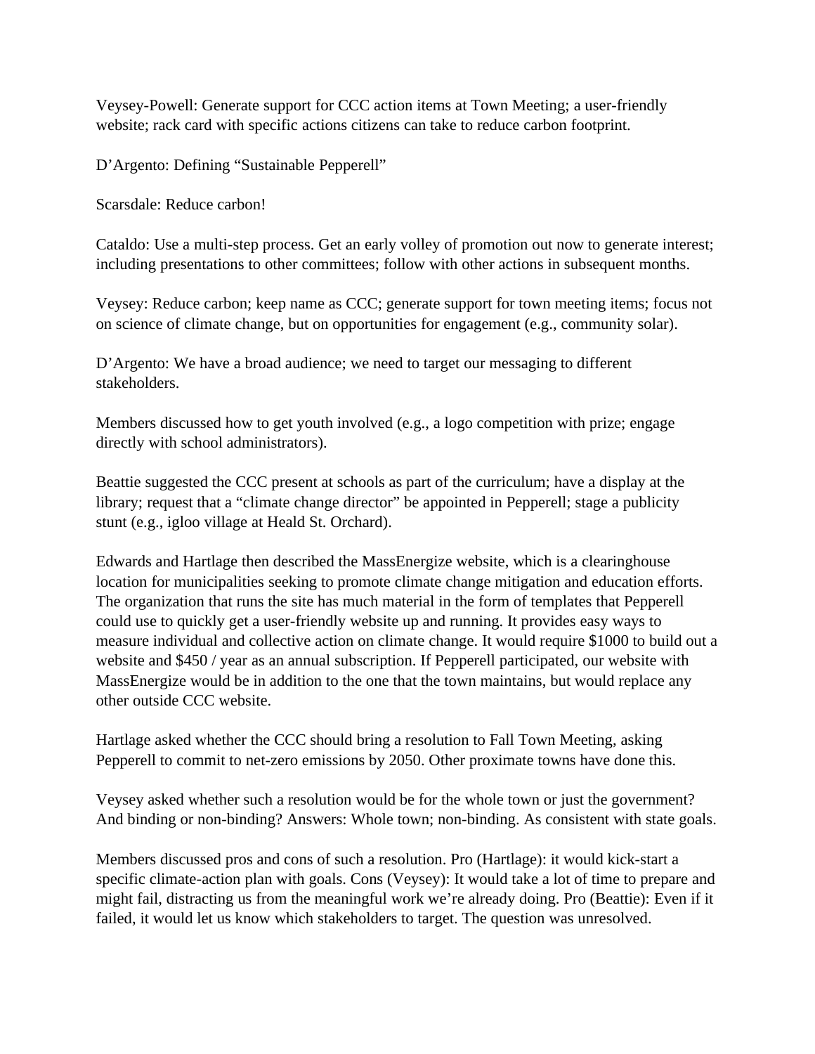Veysey-Powell: Generate support for CCC action items at Town Meeting; a user-friendly website; rack card with specific actions citizens can take to reduce carbon footprint.

D'Argento: Defining "Sustainable Pepperell"

Scarsdale: Reduce carbon!

Cataldo: Use a multi-step process. Get an early volley of promotion out now to generate interest; including presentations to other committees; follow with other actions in subsequent months.

Veysey: Reduce carbon; keep name as CCC; generate support for town meeting items; focus not on science of climate change, but on opportunities for engagement (e.g., community solar).

D'Argento: We have a broad audience; we need to target our messaging to different stakeholders.

Members discussed how to get youth involved (e.g., a logo competition with prize; engage directly with school administrators).

Beattie suggested the CCC present at schools as part of the curriculum; have a display at the library; request that a "climate change director" be appointed in Pepperell; stage a publicity stunt (e.g., igloo village at Heald St. Orchard).

Edwards and Hartlage then described the MassEnergize website, which is a clearinghouse location for municipalities seeking to promote climate change mitigation and education efforts. The organization that runs the site has much material in the form of templates that Pepperell could use to quickly get a user-friendly website up and running. It provides easy ways to measure individual and collective action on climate change. It would require $1000 to build out a website and $450 / year as an annual subscription. If Pepperell participated, our website with MassEnergize would be in addition to the one that the town maintains, but would replace any other outside CCC website.

Hartlage asked whether the CCC should bring a resolution to Fall Town Meeting, asking Pepperell to commit to net-zero emissions by 2050. Other proximate towns have done this.

Veysey asked whether such a resolution would be for the whole town or just the government? And binding or non-binding? Answers: Whole town; non-binding. As consistent with state goals.

Members discussed pros and cons of such a resolution. Pro (Hartlage): it would kick-start a specific climate-action plan with goals. Cons (Veysey): It would take a lot of time to prepare and might fail, distracting us from the meaningful work we're already doing. Pro (Beattie): Even if it failed, it would let us know which stakeholders to target. The question was unresolved.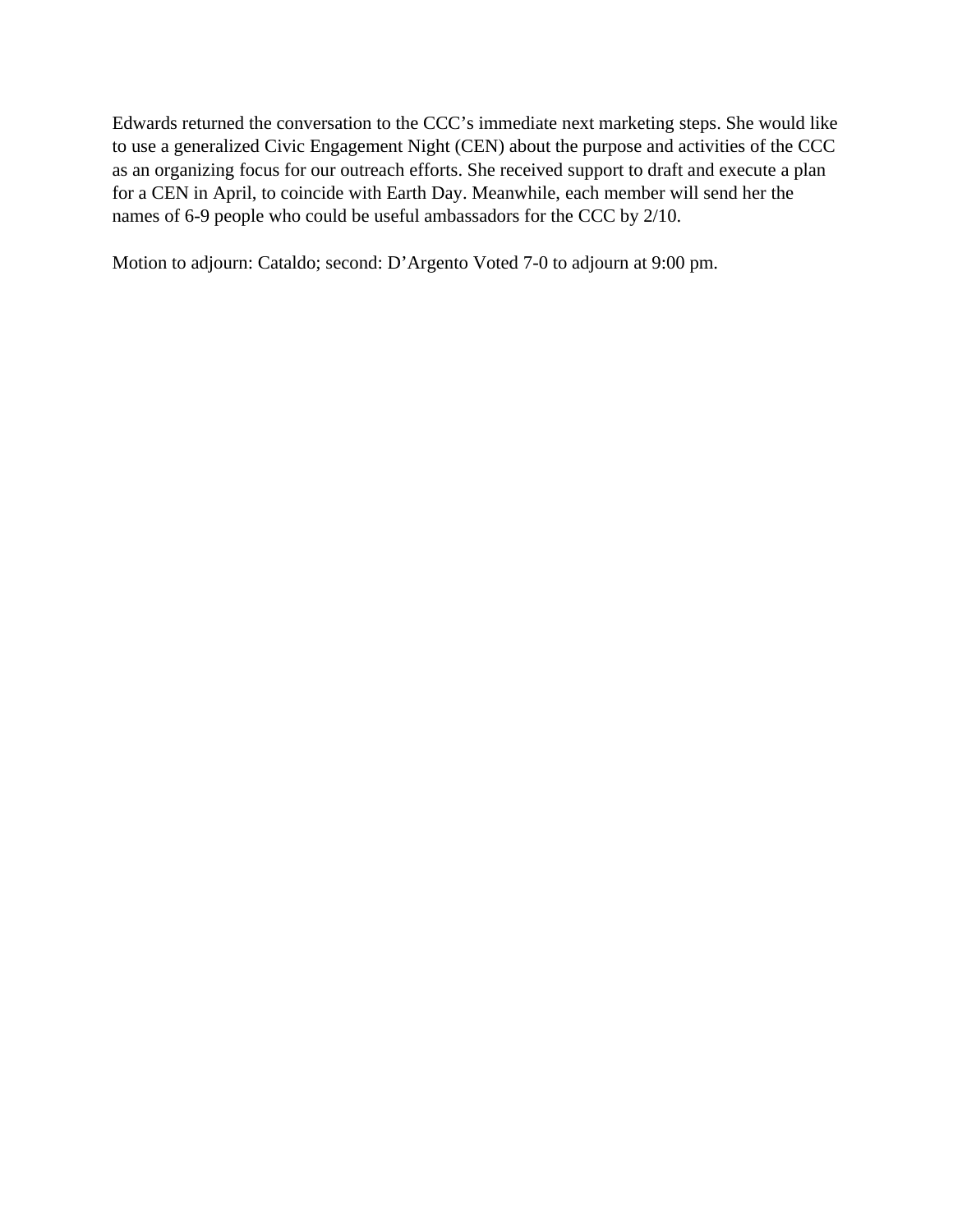Edwards returned the conversation to the CCC's immediate next marketing steps. She would like to use a generalized Civic Engagement Night (CEN) about the purpose and activities of the CCC as an organizing focus for our outreach efforts. She received support to draft and execute a plan for a CEN in April, to coincide with Earth Day. Meanwhile, each member will send her the names of 6-9 people who could be useful ambassadors for the CCC by 2/10.

Motion to adjourn: Cataldo; second: D'Argento Voted 7-0 to adjourn at 9:00 pm.